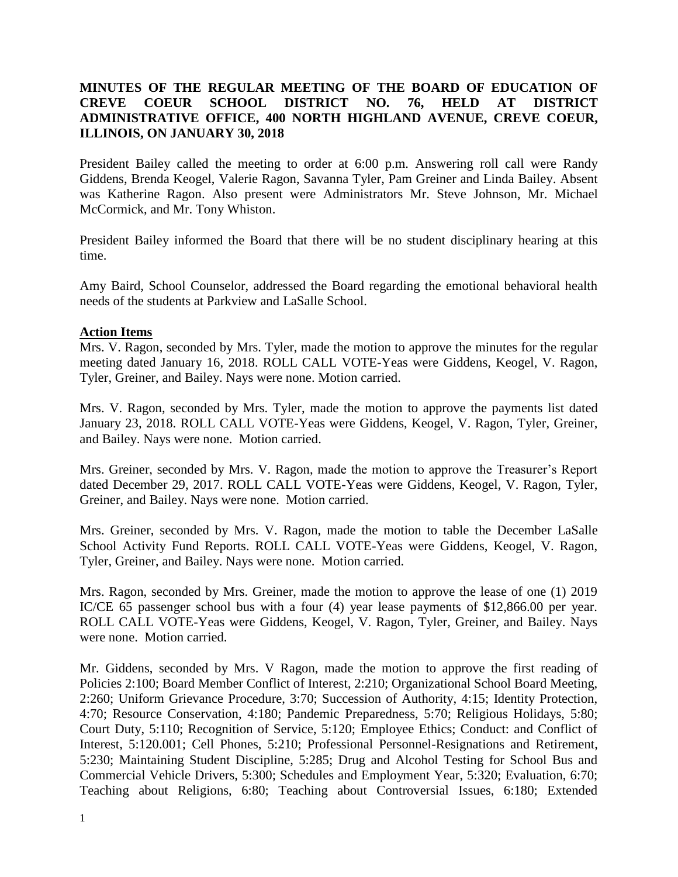**MINUTES OF THE REGULAR MEETING OF THE BOARD OF EDUCATION OF CREVE COEUR SCHOOL DISTRICT NO. 76, HELD AT DISTRICT ADMINISTRATIVE OFFICE, 400 NORTH HIGHLAND AVENUE, CREVE COEUR, ILLINOIS, ON JANUARY 30, 2018**

President Bailey called the meeting to order at 6:00 p.m. Answering roll call were Randy Giddens, Brenda Keogel, Valerie Ragon, Savanna Tyler, Pam Greiner and Linda Bailey. Absent was Katherine Ragon. Also present were Administrators Mr. Steve Johnson, Mr. Michael McCormick, and Mr. Tony Whiston.

President Bailey informed the Board that there will be no student disciplinary hearing at this time.

Amy Baird, School Counselor, addressed the Board regarding the emotional behavioral health needs of the students at Parkview and LaSalle School.

**Action Items**

Mrs. V. Ragon, seconded by Mrs. Tyler, made the motion to approve the minutes for the regular meeting dated January 16, 2018. ROLL CALL VOTE-Yeas were Giddens, Keogel, V. Ragon, Tyler, Greiner, and Bailey. Nays were none. Motion carried.

Mrs. V. Ragon, seconded by Mrs. Tyler, made the motion to approve the payments list dated January 23, 2018. ROLL CALL VOTE-Yeas were Giddens, Keogel, V. Ragon, Tyler, Greiner, and Bailey. Nays were none. Motion carried.

Mrs. Greiner, seconded by Mrs. V. Ragon, made the motion to approve the Treasurer's Report dated December 29, 2017. ROLL CALL VOTE-Yeas were Giddens, Keogel, V. Ragon, Tyler, Greiner, and Bailey. Nays were none. Motion carried.

Mrs. Greiner, seconded by Mrs. V. Ragon, made the motion to table the December LaSalle School Activity Fund Reports. ROLL CALL VOTE-Yeas were Giddens, Keogel, V. Ragon, Tyler, Greiner, and Bailey. Nays were none. Motion carried.

Mrs. Ragon, seconded by Mrs. Greiner, made the motion to approve the lease of one (1) 2019 IC/CE 65 passenger school bus with a four (4) year lease payments of $12,866.00 per year. ROLL CALL VOTE-Yeas were Giddens, Keogel, V. Ragon, Tyler, Greiner, and Bailey. Nays were none. Motion carried.

Mr. Giddens, seconded by Mrs. V Ragon, made the motion to approve the first reading of Policies 2:100; Board Member Conflict of Interest, 2:210; Organizational School Board Meeting, 2:260; Uniform Grievance Procedure, 3:70; Succession of Authority, 4:15; Identity Protection, 4:70; Resource Conservation, 4:180; Pandemic Preparedness, 5:70; Religious Holidays, 5:80; Court Duty, 5:110; Recognition of Service, 5:120; Employee Ethics; Conduct: and Conflict of Interest, 5:120.001; Cell Phones, 5:210; Professional Personnel-Resignations and Retirement, 5:230; Maintaining Student Discipline, 5:285; Drug and Alcohol Testing for School Bus and Commercial Vehicle Drivers, 5:300; Schedules and Employment Year, 5:320; Evaluation, 6:70; Teaching about Religions, 6:80; Teaching about Controversial Issues, 6:180; Extended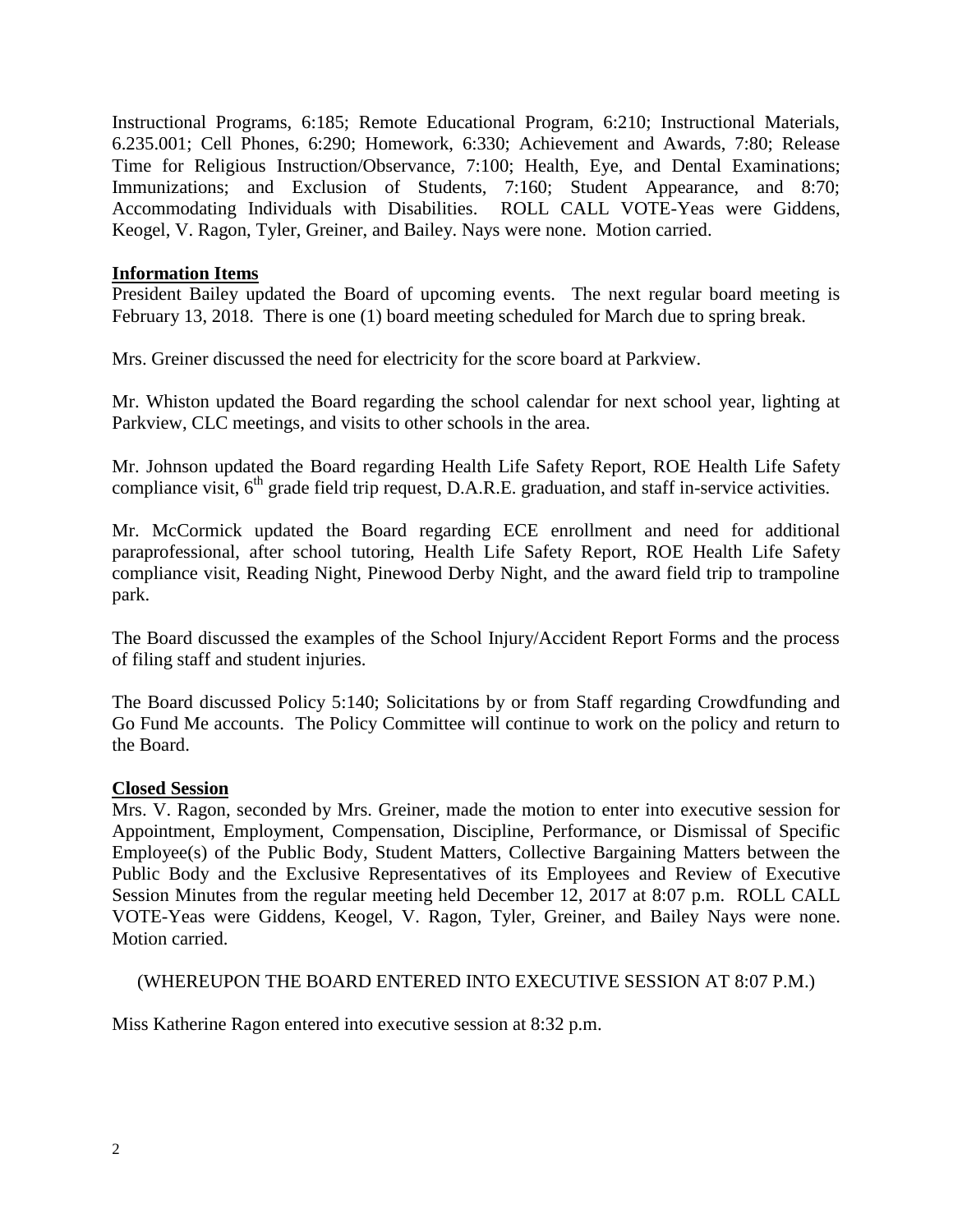Instructional Programs, 6:185; Remote Educational Program, 6:210; Instructional Materials, 6.235.001; Cell Phones, 6:290; Homework, 6:330; Achievement and Awards, 7:80; Release Time for Religious Instruction/Observance, 7:100; Health, Eye, and Dental Examinations; Immunizations; and Exclusion of Students, 7:160; Student Appearance, and 8:70; Accommodating Individuals with Disabilities. ROLL CALL VOTE-Yeas were Giddens, Keogel, V. Ragon, Tyler, Greiner, and Bailey. Nays were none. Motion carried.

**Information Items**

President Bailey updated the Board of upcoming events. The next regular board meeting is February 13, 2018. There is one (1) board meeting scheduled for March due to spring break.

Mrs. Greiner discussed the need for electricity for the score board at Parkview.

Mr. Whiston updated the Board regarding the school calendar for next school year, lighting at Parkview, CLC meetings, and visits to other schools in the area.

Mr. Johnson updated the Board regarding Health Life Safety Report, ROE Health Life Safety compliance visit, 6th grade field trip request, D.A.R.E. graduation, and staff in-service activities.

Mr. McCormick updated the Board regarding ECE enrollment and need for additional paraprofessional, after school tutoring, Health Life Safety Report, ROE Health Life Safety compliance visit, Reading Night, Pinewood Derby Night, and the award field trip to trampoline park.

The Board discussed the examples of the School Injury/Accident Report Forms and the process of filing staff and student injuries.

The Board discussed Policy 5:140; Solicitations by or from Staff regarding Crowdfunding and Go Fund Me accounts. The Policy Committee will continue to work on the policy and return to the Board.

**Closed Session**

Mrs. V. Ragon, seconded by Mrs. Greiner, made the motion to enter into executive session for Appointment, Employment, Compensation, Discipline, Performance, or Dismissal of Specific Employee(s) of the Public Body, Student Matters, Collective Bargaining Matters between the Public Body and the Exclusive Representatives of its Employees and Review of Executive Session Minutes from the regular meeting held December 12, 2017 at 8:07 p.m. ROLL CALL VOTE-Yeas were Giddens, Keogel, V. Ragon, Tyler, Greiner, and Bailey Nays were none. Motion carried.

(WHEREUPON THE BOARD ENTERED INTO EXECUTIVE SESSION AT 8:07 P.M.)

Miss Katherine Ragon entered into executive session at 8:32 p.m.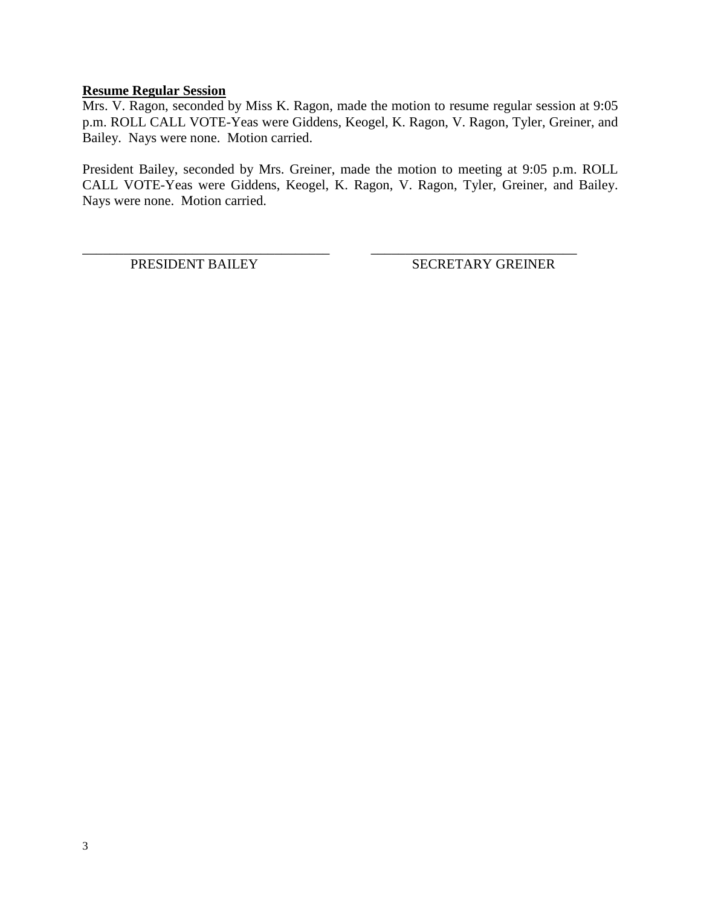**Resume Regular Session**

Mrs. V. Ragon, seconded by Miss K. Ragon, made the motion to resume regular session at 9:05 p.m. ROLL CALL VOTE-Yeas were Giddens, Keogel, K. Ragon, V. Ragon, Tyler, Greiner, and Bailey. Nays were none. Motion carried.

President Bailey, seconded by Mrs. Greiner, made the motion to meeting at 9:05 p.m. ROLL CALL VOTE-Yeas were Giddens, Keogel, K. Ragon, V. Ragon, Tyler, Greiner, and Bailey. Nays were none. Motion carried.

\_\_\_\_\_\_\_\_\_\_\_\_\_\_\_\_\_\_\_\_\_\_\_\_\_\_\_\_\_\_\_\_\_\_\_\_\_\_ \_\_\_\_\_\_\_\_\_\_\_\_\_\_\_\_\_\_\_\_\_\_\_\_\_\_\_\_\_\_\_\_

PRESIDENT BAILEY SECRETARY GREINER